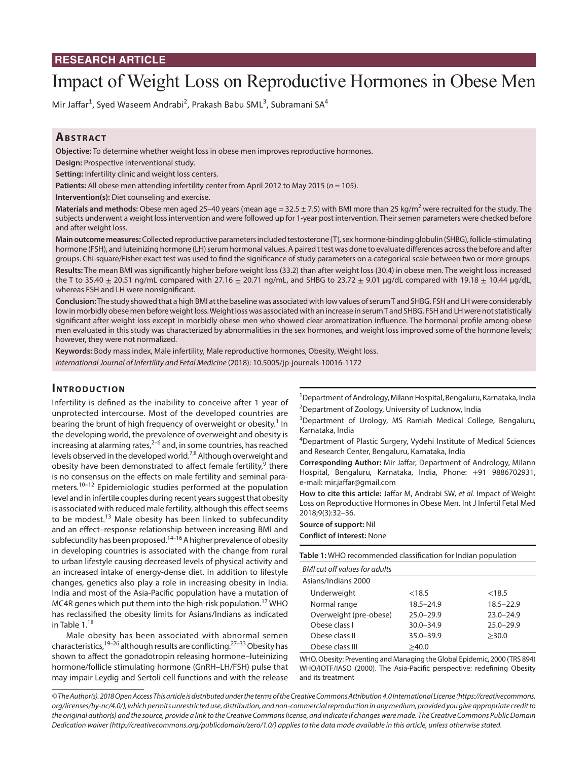**RESEARCH ARTICLE**

# Impact of Weight Loss on Reproductive Hormones in Obese Men

Mir Jaffar[1], Syed Waseem Andrabi[2], Prakash Babu SML[3], Subramani SA[4]

## Abstract

**Objective:** To determine whether weight loss in obese men improves reproductive hormones.

**Design:** Prospective interventional study.

**Setting:** Infertility clinic and weight loss centers.

**Patients:** All obese men attending infertility center from April 2012 to May 2015 ($n = 105$).

**Intervention(s):** Diet counseling and exercise.

**Materials and methods:** Obese men aged 25–40 years (mean age = 32.5 ± 7.5) with BMI more than 25 kg/m$^2$ were recruited for the study. The subjects underwent a weight loss intervention and were followed up for 1-year post intervention. Their semen parameters were checked before and after weight loss.

**Main outcome measures:** Collected reproductive parameters included testosterone (T), sex hormone-binding globulin (SHBG), follicle-stimulating hormone (FSH), and luteinizing hormone (LH) serum hormonal values. A paired t test was done to evaluate differences across the before and after groups. Chi-square/Fisher exact test was used to find the significance of study parameters on a categorical scale between two or more groups.

**Results:** The mean BMI was significantly higher before weight loss (33.2) than after weight loss (30.4) in obese men. The weight loss increased the T to 35.40 ± 20.51 ng/mL compared with 27.16 ± 20.71 ng/mL, and SHBG to 23.72 ± 9.01 µg/dL compared with 19.18 ± 10.44 µg/dL, whereas FSH and LH were nonsignificant.

**Conclusion:** The study showed that a high BMI at the baseline was associated with low values of serum T and SHBG. FSH and LH were considerably low in morbidly obese men before weight loss. Weight loss was associated with an increase in serum T and SHBG. FSH and LH were not statistically significant after weight loss except in morbidly obese men who showed clear aromatization influence. The hormonal profile among obese men evaluated in this study was characterized by abnormalities in the sex hormones, and weight loss improved some of the hormone levels; however, they were not normalized.

**Keywords:** Body mass index, Male infertility, Male reproductive hormones, Obesity, Weight loss.

*International Journal of Infertility and Fetal Medicine* (2018): 10.5005/jp-journals-10016-1172

## Introduction

Infertility is defined as the inability to conceive after 1 year of unprotected intercourse. Most of the developed countries are bearing the brunt of high frequency of overweight or obesity.[1] In the developing world, the prevalence of overweight and obesity is increasing at alarming rates,[2–6] and, in some countries, has reached levels observed in the developed world.[7,8] Although overweight and obesity have been demonstrated to affect female fertility,[9] there is no consensus on the effects on male fertility and seminal parameters.[10–12] Epidemiologic studies performed at the population level and in infertile couples during recent years suggest that obesity is associated with reduced male fertility, although this effect seems to be modest.[13] Male obesity has been linked to subfecundity and an effect–response relationship between increasing BMI and subfecundity has been proposed.[14–16] A higher prevalence of obesity in developing countries is associated with the change from rural to urban lifestyle causing decreased levels of physical activity and an increased intake of energy-dense diet. In addition to lifestyle changes, genetics also play a role in increasing obesity in India. India and most of the Asia-Pacific population have a mutation of MC4R genes which put them into the high-risk population.[17] WHO has reclassified the obesity limits for Asians/Indians as indicated in Table 1.[18]

Male obesity has been associated with abnormal semen characteristics,[19–26] although results are conflicting.[27–33] Obesity has shown to affect the gonadotropin releasing hormone–luteinizing hormone/follicle stimulating hormone (GnRH–LH/FSH) pulse that may impair Leydig and Sertoli cell functions and with the release

[1]Department of Andrology, Milann Hospital, Bengaluru, Karnataka, India
[2]Department of Zoology, University of Lucknow, India
[3]Department of Urology, MS Ramiah Medical College, Bengaluru, Karnataka, India
[4]Department of Plastic Surgery, Vydehi Institute of Medical Sciences and Research Center, Bengaluru, Karnataka, India

**Corresponding Author:** Mir Jaffar, Department of Andrology, Milann Hospital, Bengaluru, Karnataka, India, Phone: +91 9886702931, e-mail: mir.jaffar@gmail.com

**How to cite this article:** Jaffar M, Andrabi SW, *et al.* Impact of Weight Loss on Reproductive Hormones in Obese Men. Int J Infertil Fetal Med 2018;9(3):32–36.

**Source of support:** Nil

**Conflict of interest:** None

**Table 1:** WHO recommended classification for Indian population

| *BMI cut off values for adults* | | |
|---|---|---|
| Asians/Indians 2000 | | |
| Underweight | <18.5 | <18.5 |
| Normal range | 18.5–24.9 | 18.5–22.9 |
| Overweight (pre-obese) | 25.0–29.9 | 23.0–24.9 |
| Obese class I | 30.0–34.9 | 25.0–29.9 |
| Obese class II | 35.0–39.9 | ≥30.0 |
| Obese class III | ≥40.0 | |

WHO. Obesity: Preventing and Managing the Global Epidemic, 2000 (TRS 894) WHO/IOTF/IASO (2000). The Asia-Pacific perspective: redefining Obesity and its treatment

© The Author(s). 2018 Open Access This article is distributed under the terms of the Creative Commons Attribution 4.0 International License (https://creativecommons.org/licenses/by-nc/4.0/), which permits unrestricted use, distribution, and non-commercial reproduction in any medium, provided you give appropriate credit to the original author(s) and the source, provide a link to the Creative Commons license, and indicate if changes were made. The Creative Commons Public Domain Dedication waiver (http://creativecommons.org/publicdomain/zero/1.0/) applies to the data made available in this article, unless otherwise stated.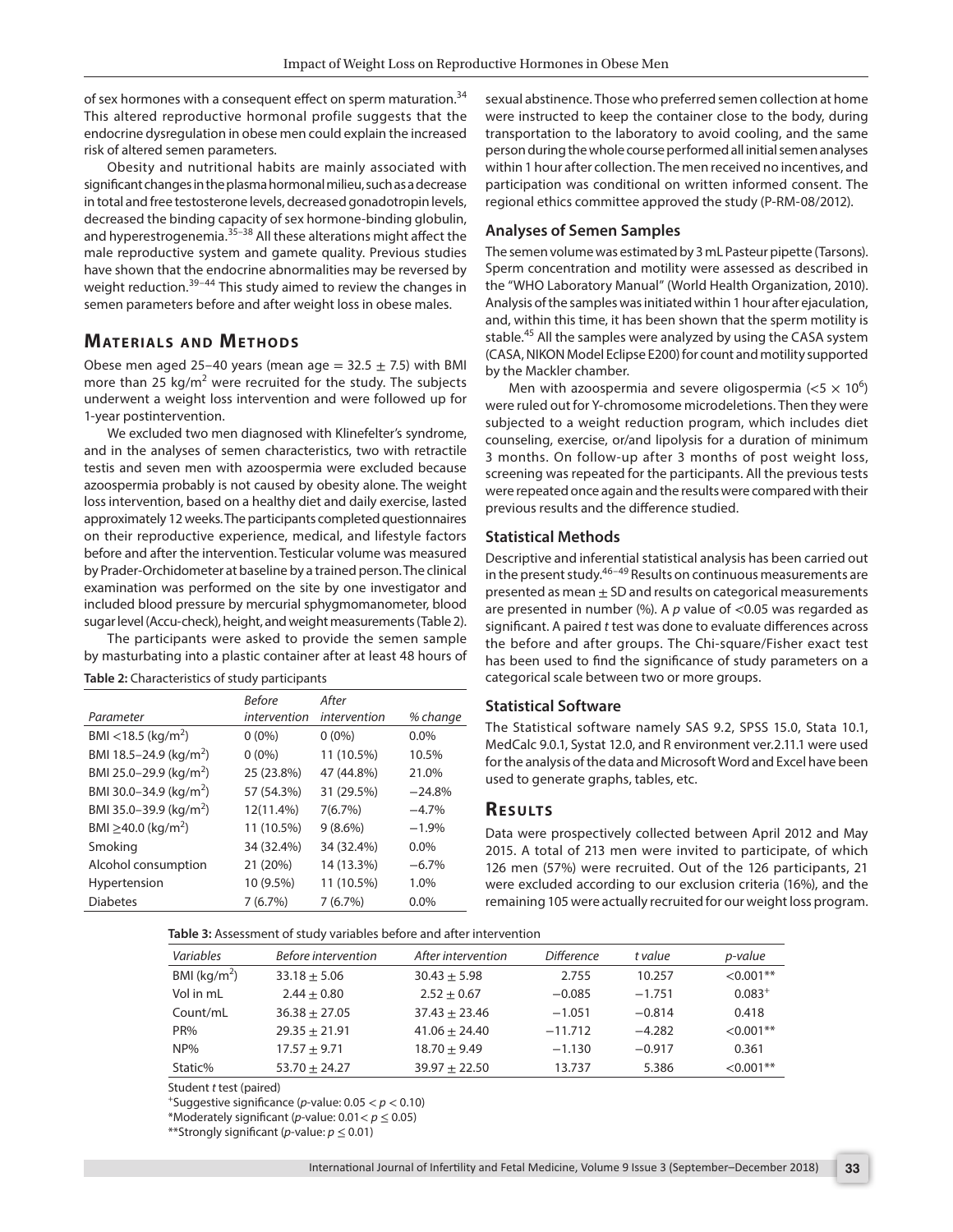of sex hormones with a consequent effect on sperm maturation.[34] This altered reproductive hormonal profile suggests that the endocrine dysregulation in obese men could explain the increased risk of altered semen parameters.

Obesity and nutritional habits are mainly associated with significant changes in the plasma hormonal milieu, such as a decrease in total and free testosterone levels, decreased gonadotropin levels, decreased the binding capacity of sex hormone-binding globulin, and hyperestrogenemia.[35–38] All these alterations might affect the male reproductive system and gamete quality. Previous studies have shown that the endocrine abnormalities may be reversed by weight reduction.[39–44] This study aimed to review the changes in semen parameters before and after weight loss in obese males.

## Materials and Methods

Obese men aged 25–40 years (mean age = 32.5 ± 7.5) with BMI more than 25 kg/m$^2$ were recruited for the study. The subjects underwent a weight loss intervention and were followed up for 1-year postintervention.

We excluded two men diagnosed with Klinefelter's syndrome, and in the analyses of semen characteristics, two with retractile testis and seven men with azoospermia were excluded because azoospermia probably is not caused by obesity alone. The weight loss intervention, based on a healthy diet and daily exercise, lasted approximately 12 weeks. The participants completed questionnaires on their reproductive experience, medical, and lifestyle factors before and after the intervention. Testicular volume was measured by Prader-Orchidometer at baseline by a trained person. The clinical examination was performed on the site by one investigator and included blood pressure by mercurial sphygmomanometer, blood sugar level (Accu-check), height, and weight measurements (Table 2).

The participants were asked to provide the semen sample by masturbating into a plastic container after at least 48 hours of sexual abstinence. Those who preferred semen collection at home were instructed to keep the container close to the body, during transportation to the laboratory to avoid cooling, and the same person during the whole course performed all initial semen analyses within 1 hour after collection. The men received no incentives, and participation was conditional on written informed consent. The regional ethics committee approved the study (P-RM-08/2012).

**Table 2:** Characteristics of study participants

| Parameter | Before intervention | After intervention | % change |
|---|---|---|---|
| BMI <18.5 (kg/m$^2$) | 0 (0%) | 0 (0%) | 0.0% |
| BMI 18.5–24.9 (kg/m$^2$) | 0 (0%) | 11 (10.5%) | 10.5% |
| BMI 25.0–29.9 (kg/m$^2$) | 25 (23.8%) | 47 (44.8%) | 21.0% |
| BMI 30.0–34.9 (kg/m$^2$) | 57 (54.3%) | 31 (29.5%) | −24.8% |
| BMI 35.0–39.9 (kg/m$^2$) | 12(11.4%) | 7(6.7%) | −4.7% |
| BMI ≥40.0 (kg/m$^2$) | 11 (10.5%) | 9 (8.6%) | −1.9% |
| Smoking | 34 (32.4%) | 34 (32.4%) | 0.0% |
| Alcohol consumption | 21 (20%) | 14 (13.3%) | −6.7% |
| Hypertension | 10 (9.5%) | 11 (10.5%) | 1.0% |
| Diabetes | 7 (6.7%) | 7 (6.7%) | 0.0% |

### Analyses of Semen Samples

The semen volume was estimated by 3 mL Pasteur pipette (Tarsons). Sperm concentration and motility were assessed as described in the "WHO Laboratory Manual" (World Health Organization, 2010). Analysis of the samples was initiated within 1 hour after ejaculation, and, within this time, it has been shown that the sperm motility is stable.[45] All the samples were analyzed by using the CASA system (CASA, NIKON Model Eclipse E200) for count and motility supported by the Mackler chamber.

Men with azoospermia and severe oligospermia ($<5 \times 10^6$) were ruled out for Y-chromosome microdeletions. Then they were subjected to a weight reduction program, which includes diet counseling, exercise, or/and lipolysis for a duration of minimum 3 months. On follow-up after 3 months of post weight loss, screening was repeated for the participants. All the previous tests were repeated once again and the results were compared with their previous results and the difference studied.

### Statistical Methods

Descriptive and inferential statistical analysis has been carried out in the present study.[46–49] Results on continuous measurements are presented as mean ± SD and results on categorical measurements are presented in number (%). A *p* value of <0.05 was regarded as significant. A paired *t* test was done to evaluate differences across the before and after groups. The Chi-square/Fisher exact test has been used to find the significance of study parameters on a categorical scale between two or more groups.

### Statistical Software

The Statistical software namely SAS 9.2, SPSS 15.0, Stata 10.1, MedCalc 9.0.1, Systat 12.0, and R environment ver.2.11.1 were used for the analysis of the data and Microsoft Word and Excel have been used to generate graphs, tables, etc.

## Results

Data were prospectively collected between April 2012 and May 2015. A total of 213 men were invited to participate, of which 126 men (57%) were recruited. Out of the 126 participants, 21 were excluded according to our exclusion criteria (16%), and the remaining 105 were actually recruited for our weight loss program.

**Table 3:** Assessment of study variables before and after intervention

| Variables | Before intervention | After intervention | Difference | t value | p-value |
|---|---|---|---|---|---|
| BMI (kg/m$^2$) | 33.18 ± 5.06 | 30.43 ± 5.98 | 2.755 | 10.257 | <0.001** |
| Vol in mL | 2.44 ± 0.80 | 2.52 ± 0.67 | −0.085 | −1.751 | 0.083+ |
| Count/mL | 36.38 ± 27.05 | 37.43 ± 23.46 | −1.051 | −0.814 | 0.418 |
| PR% | 29.35 ± 21.91 | 41.06 ± 24.40 | −11.712 | −4.282 | <0.001** |
| NP% | 17.57 ± 9.71 | 18.70 ± 9.49 | −1.130 | −0.917 | 0.361 |
| Static% | 53.70 ± 24.27 | 39.97 ± 22.50 | 13.737 | 5.386 | <0.001** |

Student *t* test (paired)

+Suggestive significance (*p*-value: $0.05 < p < 0.10$)

*Moderately significant (*p*-value: $0.01 < p \leq 0.05$)

**Strongly significant (*p*-value: $p \leq 0.01$)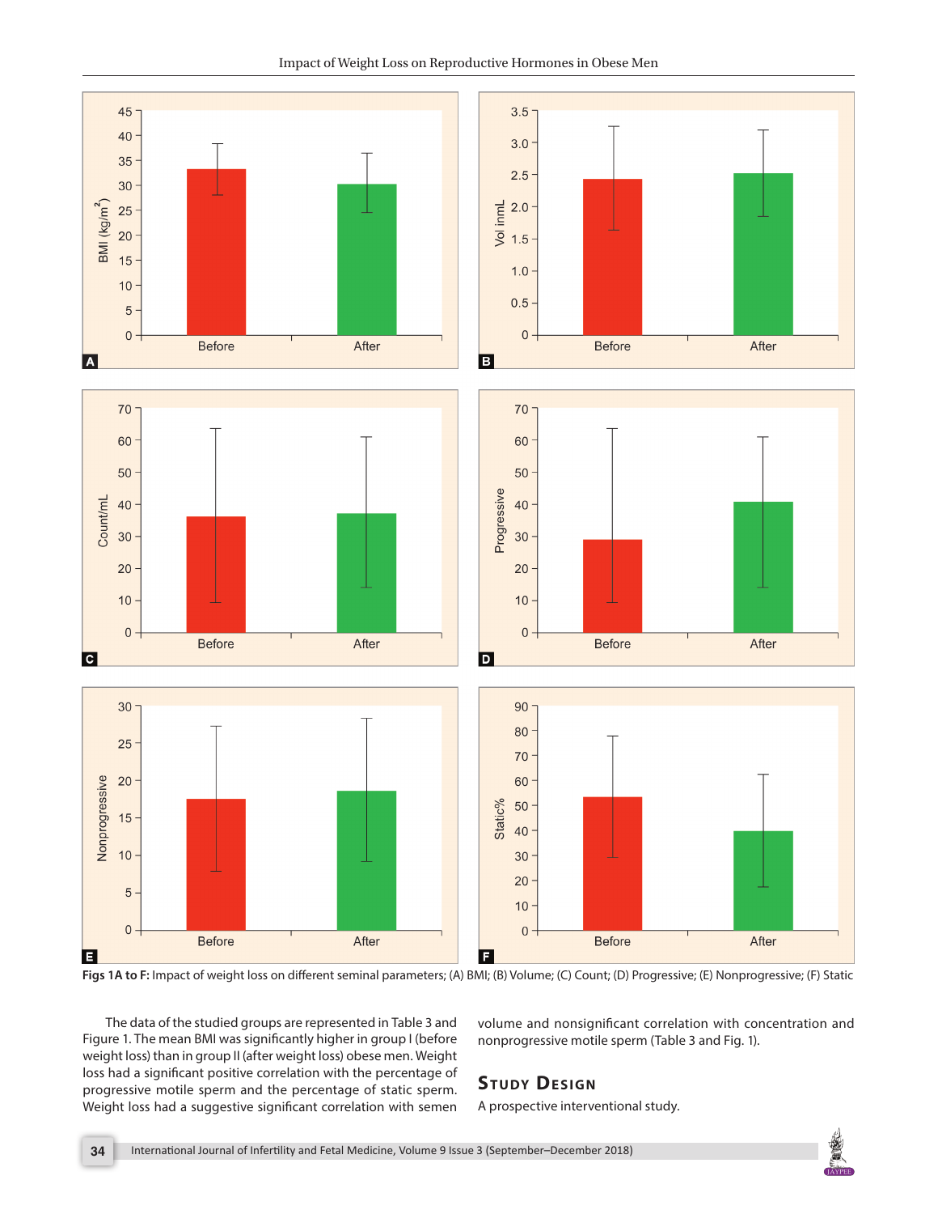Figs 1A to F: Impact of weight loss on different seminal parameters; (A) BMI; (B) Volume; (C) Count; (D) Progressive; (E) Nonprogressive; (F) Static

The data of the studied groups are represented in Table 3 and Figure 1. The mean BMI was significantly higher in group I (before weight loss) than in group II (after weight loss) obese men. Weight loss had a significant positive correlation with the percentage of progressive motile sperm and the percentage of static sperm. Weight loss had a suggestive significant correlation with semen volume and nonsignificant correlation with concentration and nonprogressive motile sperm (Table 3 and Fig. 1).

## Study Design

A prospective interventional study.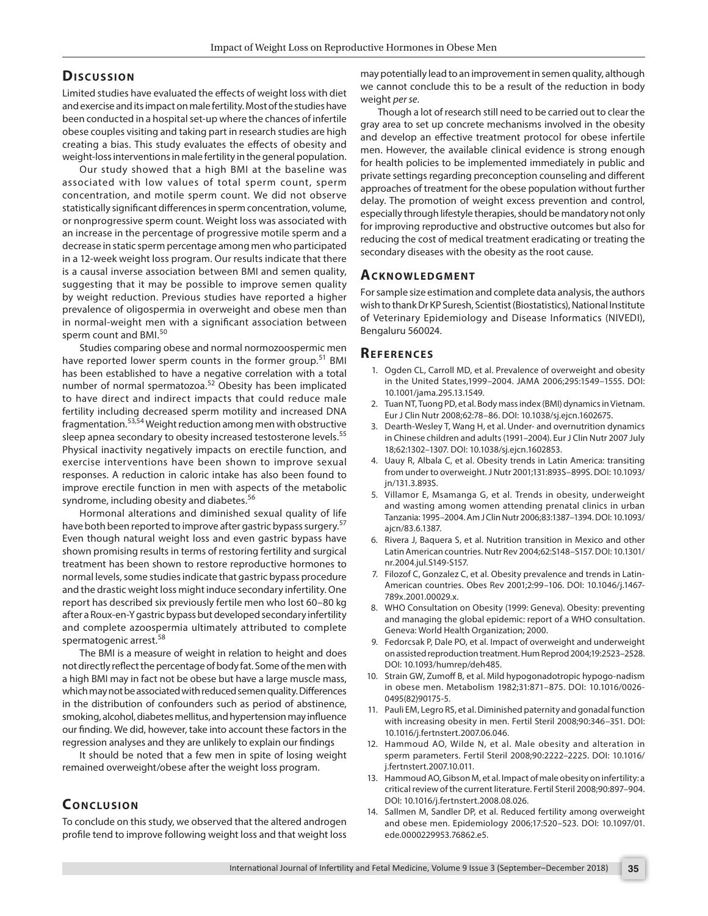## Discussion

Limited studies have evaluated the effects of weight loss with diet and exercise and its impact on male fertility. Most of the studies have been conducted in a hospital set-up where the chances of infertile obese couples visiting and taking part in research studies are high creating a bias. This study evaluates the effects of obesity and weight-loss interventions in male fertility in the general population.

Our study showed that a high BMI at the baseline was associated with low values of total sperm count, sperm concentration, and motile sperm count. We did not observe statistically significant differences in sperm concentration, volume, or nonprogressive sperm count. Weight loss was associated with an increase in the percentage of progressive motile sperm and a decrease in static sperm percentage among men who participated in a 12-week weight loss program. Our results indicate that there is a causal inverse association between BMI and semen quality, suggesting that it may be possible to improve semen quality by weight reduction. Previous studies have reported a higher prevalence of oligospermia in overweight and obese men than in normal-weight men with a significant association between sperm count and BMI.[50]

Studies comparing obese and normal normozoospermic men have reported lower sperm counts in the former group.[51] BMI has been established to have a negative correlation with a total number of normal spermatozoa.[52] Obesity has been implicated to have direct and indirect impacts that could reduce male fertility including decreased sperm motility and increased DNA fragmentation.[53,54] Weight reduction among men with obstructive sleep apnea secondary to obesity increased testosterone levels.[55] Physical inactivity negatively impacts on erectile function, and exercise interventions have been shown to improve sexual responses. A reduction in caloric intake has also been found to improve erectile function in men with aspects of the metabolic syndrome, including obesity and diabetes.[56]

Hormonal alterations and diminished sexual quality of life have both been reported to improve after gastric bypass surgery.[57] Even though natural weight loss and even gastric bypass have shown promising results in terms of restoring fertility and surgical treatment has been shown to restore reproductive hormones to normal levels, some studies indicate that gastric bypass procedure and the drastic weight loss might induce secondary infertility. One report has described six previously fertile men who lost 60–80 kg after a Roux-en-Y gastric bypass but developed secondary infertility and complete azoospermia ultimately attributed to complete spermatogenic arrest.[58]

The BMI is a measure of weight in relation to height and does not directly reflect the percentage of body fat. Some of the men with a high BMI may in fact not be obese but have a large muscle mass, which may not be associated with reduced semen quality. Differences in the distribution of confounders such as period of abstinence, smoking, alcohol, diabetes mellitus, and hypertension may influence our finding. We did, however, take into account these factors in the regression analyses and they are unlikely to explain our findings

It should be noted that a few men in spite of losing weight remained overweight/obese after the weight loss program.

## Conclusion

To conclude on this study, we observed that the altered androgen profile tend to improve following weight loss and that weight loss may potentially lead to an improvement in semen quality, although we cannot conclude this to be a result of the reduction in body weight *per se*.

Though a lot of research still need to be carried out to clear the gray area to set up concrete mechanisms involved in the obesity and develop an effective treatment protocol for obese infertile men. However, the available clinical evidence is strong enough for health policies to be implemented immediately in public and private settings regarding preconception counseling and different approaches of treatment for the obese population without further delay. The promotion of weight excess prevention and control, especially through lifestyle therapies, should be mandatory not only for improving reproductive and obstructive outcomes but also for reducing the cost of medical treatment eradicating or treating the secondary diseases with the obesity as the root cause.

## Acknowledgment

For sample size estimation and complete data analysis, the authors wish to thank Dr KP Suresh, Scientist (Biostatistics), National Institute of Veterinary Epidemiology and Disease Informatics (NIVEDI), Bengaluru 560024.

## References

1. Ogden CL, Carroll MD, et al. Prevalence of overweight and obesity in the United States,1999–2004. JAMA 2006;295:1549–1555. DOI: 10.1001/jama.295.13.1549.
2. Tuan NT, Tuong PD, et al. Body mass index (BMI) dynamics in Vietnam. Eur J Clin Nutr 2008;62:78–86. DOI: 10.1038/sj.ejcn.1602675.
3. Dearth-Wesley T, Wang H, et al. Under- and overnutrition dynamics in Chinese children and adults (1991–2004). Eur J Clin Nutr 2007 July 18;62:1302–1307. DOI: 10.1038/sj.ejcn.1602853.
4. Uauy R, Albala C, et al. Obesity trends in Latin America: transiting from under to overweight. J Nutr 2001;131:893S–899S. DOI: 10.1093/jn/131.3.893S.
5. Villamor E, Msamanga G, et al. Trends in obesity, underweight and wasting among women attending prenatal clinics in urban Tanzania: 1995–2004. Am J Clin Nutr 2006;83:1387–1394. DOI: 10.1093/ajcn/83.6.1387.
6. Rivera J, Baquera S, et al. Nutrition transition in Mexico and other Latin American countries. Nutr Rev 2004;62:S148–S157. DOI: 10.1301/nr.2004.jul.S149-S157.
7. Filozof C, Gonzalez C, et al. Obesity prevalence and trends in Latin-American countries. Obes Rev 2001;2:99–106. DOI: 10.1046/j.1467-789x.2001.00029.x.
8. WHO Consultation on Obesity (1999: Geneva). Obesity: preventing and managing the global epidemic: report of a WHO consultation. Geneva: World Health Organization; 2000.
9. Fedorcsak P, Dale PO, et al. Impact of overweight and underweight on assisted reproduction treatment. Hum Reprod 2004;19:2523–2528. DOI: 10.1093/humrep/deh485.
10. Strain GW, Zumoff B, et al. Mild hypogonadotropic hypogo-nadism in obese men. Metabolism 1982;31:871–875. DOI: 10.1016/0026-0495(82)90175-5.
11. Pauli EM, Legro RS, et al. Diminished paternity and gonadal function with increasing obesity in men. Fertil Steril 2008;90:346–351. DOI: 10.1016/j.fertnstert.2007.06.046.
12. Hammoud AO, Wilde N, et al. Male obesity and alteration in sperm parameters. Fertil Steril 2008;90:2222–2225. DOI: 10.1016/j.fertnstert.2007.10.011.
13. Hammoud AO, Gibson M, et al. Impact of male obesity on infertility: a critical review of the current literature. Fertil Steril 2008;90:897–904. DOI: 10.1016/j.fertnstert.2008.08.026.
14. Sallmen M, Sandler DP, et al. Reduced fertility among overweight and obese men. Epidemiology 2006;17:520–523. DOI: 10.1097/01.ede.0000229953.76862.e5.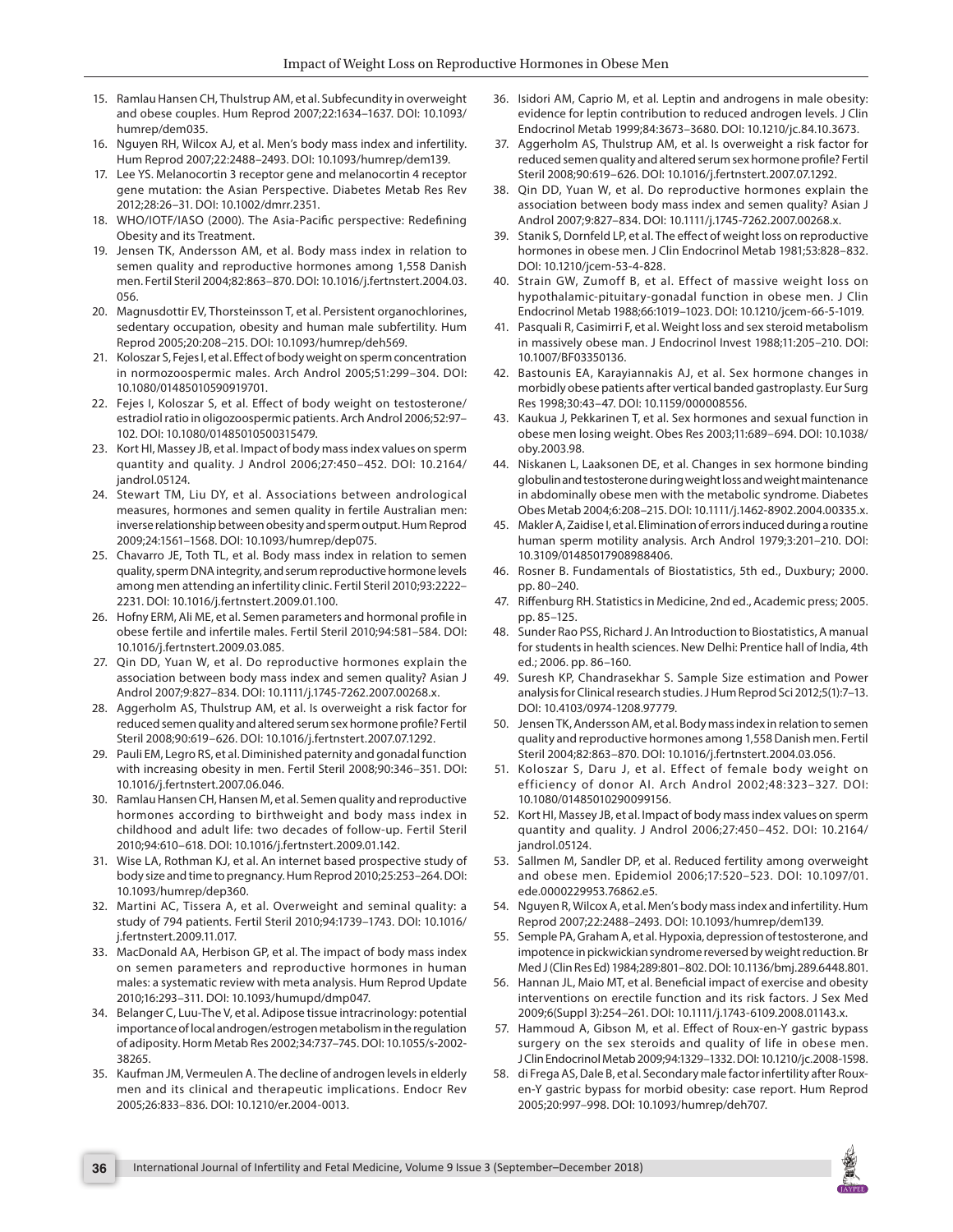15. Ramlau Hansen CH, Thulstrup AM, et al. Subfecundity in overweight and obese couples. Hum Reprod 2007;22:1634–1637. DOI: 10.1093/humrep/dem035.
16. Nguyen RH, Wilcox AJ, et al. Men's body mass index and infertility. Hum Reprod 2007;22:2488–2493. DOI: 10.1093/humrep/dem139.
17. Lee YS. Melanocortin 3 receptor gene and melanocortin 4 receptor gene mutation: the Asian Perspective. Diabetes Metab Res Rev 2012;28:26–31. DOI: 10.1002/dmrr.2351.
18. WHO/IOTF/IASO (2000). The Asia-Pacific perspective: Redefining Obesity and its Treatment.
19. Jensen TK, Andersson AM, et al. Body mass index in relation to semen quality and reproductive hormones among 1,558 Danish men. Fertil Steril 2004;82:863–870. DOI: 10.1016/j.fertnstert.2004.03.056.
20. Magnusdottir EV, Thorsteinsson T, et al. Persistent organochlorines, sedentary occupation, obesity and human male subfertility. Hum Reprod 2005;20:208–215. DOI: 10.1093/humrep/deh569.
21. Koloszar S, Fejes I, et al. Effect of body weight on sperm concentration in normozoospermic males. Arch Androl 2005;51:299–304. DOI: 10.1080/01485010590919701.
22. Fejes I, Koloszar S, et al. Effect of body weight on testosterone/estradiol ratio in oligozoospermic patients. Arch Androl 2006;52:97–102. DOI: 10.1080/01485010500315479.
23. Kort HI, Massey JB, et al. Impact of body mass index values on sperm quantity and quality. J Androl 2006;27:450–452. DOI: 10.2164/jandrol.05124.
24. Stewart TM, Liu DY, et al. Associations between andrological measures, hormones and semen quality in fertile Australian men: inverse relationship between obesity and sperm output. Hum Reprod 2009;24:1561–1568. DOI: 10.1093/humrep/dep075.
25. Chavarro JE, Toth TL, et al. Body mass index in relation to semen quality, sperm DNA integrity, and serum reproductive hormone levels among men attending an infertility clinic. Fertil Steril 2010;93:2222–2231. DOI: 10.1016/j.fertnstert.2009.01.100.
26. Hofny ERM, Ali ME, et al. Semen parameters and hormonal profile in obese fertile and infertile males. Fertil Steril 2010;94:581–584. DOI: 10.1016/j.fertnstert.2009.03.085.
27. Qin DD, Yuan W, et al. Do reproductive hormones explain the association between body mass index and semen quality? Asian J Androl 2007;9:827–834. DOI: 10.1111/j.1745-7262.2007.00268.x.
28. Aggerholm AS, Thulstrup AM, et al. Is overweight a risk factor for reduced semen quality and altered serum sex hormone profile? Fertil Steril 2008;90:619–626. DOI: 10.1016/j.fertnstert.2007.07.1292.
29. Pauli EM, Legro RS, et al. Diminished paternity and gonadal function with increasing obesity in men. Fertil Steril 2008;90:346–351. DOI: 10.1016/j.fertnstert.2007.06.046.
30. Ramlau Hansen CH, Hansen M, et al. Semen quality and reproductive hormones according to birthweight and body mass index in childhood and adult life: two decades of follow-up. Fertil Steril 2010;94:610–618. DOI: 10.1016/j.fertnstert.2009.01.142.
31. Wise LA, Rothman KJ, et al. An internet based prospective study of body size and time to pregnancy. Hum Reprod 2010;25:253–264. DOI: 10.1093/humrep/dep360.
32. Martini AC, Tissera A, et al. Overweight and seminal quality: a study of 794 patients. Fertil Steril 2010;94:1739–1743. DOI: 10.1016/j.fertnstert.2009.11.017.
33. MacDonald AA, Herbison GP, et al. The impact of body mass index on semen parameters and reproductive hormones in human males: a systematic review with meta analysis. Hum Reprod Update 2010;16:293–311. DOI: 10.1093/humupd/dmp047.
34. Belanger C, Luu-The V, et al. Adipose tissue intracrinology: potential importance of local androgen/estrogen metabolism in the regulation of adiposity. Horm Metab Res 2002;34:737–745. DOI: 10.1055/s-2002-38265.
35. Kaufman JM, Vermeulen A. The decline of androgen levels in elderly men and its clinical and therapeutic implications. Endocr Rev 2005;26:833–836. DOI: 10.1210/er.2004-0013.
36. Isidori AM, Caprio M, et al. Leptin and androgens in male obesity: evidence for leptin contribution to reduced androgen levels. J Clin Endocrinol Metab 1999;84:3673–3680. DOI: 10.1210/jc.84.10.3673.
37. Aggerholm AS, Thulstrup AM, et al. Is overweight a risk factor for reduced semen quality and altered serum sex hormone profile? Fertil Steril 2008;90:619–626. DOI: 10.1016/j.fertnstert.2007.07.1292.
38. Qin DD, Yuan W, et al. Do reproductive hormones explain the association between body mass index and semen quality? Asian J Androl 2007;9:827–834. DOI: 10.1111/j.1745-7262.2007.00268.x.
39. Stanik S, Dornfeld LP, et al. The effect of weight loss on reproductive hormones in obese men. J Clin Endocrinol Metab 1981;53:828–832. DOI: 10.1210/jcem-53-4-828.
40. Strain GW, Zumoff B, et al. Effect of massive weight loss on hypothalamic-pituitary-gonadal function in obese men. J Clin Endocrinol Metab 1988;66:1019–1023. DOI: 10.1210/jcem-66-5-1019.
41. Pasquali R, Casimirri F, et al. Weight loss and sex steroid metabolism in massively obese man. J Endocrinol Invest 1988;11:205–210. DOI: 10.1007/BF03350136.
42. Bastounis EA, Karayiannakis AJ, et al. Sex hormone changes in morbidly obese patients after vertical banded gastroplasty. Eur Surg Res 1998;30:43–47. DOI: 10.1159/000008556.
43. Kaukua J, Pekkarinen T, et al. Sex hormones and sexual function in obese men losing weight. Obes Res 2003;11:689–694. DOI: 10.1038/oby.2003.98.
44. Niskanen L, Laaksonen DE, et al. Changes in sex hormone binding globulin and testosterone during weight loss and weight maintenance in abdominally obese men with the metabolic syndrome. Diabetes Obes Metab 2004;6:208–215. DOI: 10.1111/j.1462-8902.2004.00335.x.
45. Makler A, Zaidise I, et al. Elimination of errors induced during a routine human sperm motility analysis. Arch Androl 1979;3:201–210. DOI: 10.3109/01485017908988406.
46. Rosner B. Fundamentals of Biostatistics, 5th ed., Duxbury; 2000. pp. 80–240.
47. Riffenburg RH. Statistics in Medicine, 2nd ed., Academic press; 2005. pp. 85–125.
48. Sunder Rao PSS, Richard J. An Introduction to Biostatistics, A manual for students in health sciences. New Delhi: Prentice hall of India, 4th ed.; 2006. pp. 86–160.
49. Suresh KP, Chandrasekhar S. Sample Size estimation and Power analysis for Clinical research studies. J Hum Reprod Sci 2012;5(1):7–13. DOI: 10.4103/0974-1208.97779.
50. Jensen TK, Andersson AM, et al. Body mass index in relation to semen quality and reproductive hormones among 1,558 Danish men. Fertil Steril 2004;82:863–870. DOI: 10.1016/j.fertnstert.2004.03.056.
51. Koloszar S, Daru J, et al. Effect of female body weight on efficiency of donor AI. Arch Androl 2002;48:323–327. DOI: 10.1080/01485010290099156.
52. Kort HI, Massey JB, et al. Impact of body mass index values on sperm quantity and quality. J Androl 2006;27:450–452. DOI: 10.2164/jandrol.05124.
53. Sallmen M, Sandler DP, et al. Reduced fertility among overweight and obese men. Epidemiol 2006;17:520–523. DOI: 10.1097/01.ede.0000229953.76862.e5.
54. Nguyen R, Wilcox A, et al. Men's body mass index and infertility. Hum Reprod 2007;22:2488–2493. DOI: 10.1093/humrep/dem139.
55. Semple PA, Graham A, et al. Hypoxia, depression of testosterone, and impotence in pickwickian syndrome reversed by weight reduction. Br Med J (Clin Res Ed) 1984;289:801–802. DOI: 10.1136/bmj.289.6448.801.
56. Hannan JL, Maio MT, et al. Beneficial impact of exercise and obesity interventions on erectile function and its risk factors. J Sex Med 2009;6(Suppl 3):254–261. DOI: 10.1111/j.1743-6109.2008.01143.x.
57. Hammoud A, Gibson M, et al. Effect of Roux-en-Y gastric bypass surgery on the sex steroids and quality of life in obese men. J Clin Endocrinol Metab 2009;94:1329–1332. DOI: 10.1210/jc.2008-1598.
58. di Frega AS, Dale B, et al. Secondary male factor infertility after Roux-en-Y gastric bypass for morbid obesity: case report. Hum Reprod 2005;20:997–998. DOI: 10.1093/humrep/deh707.